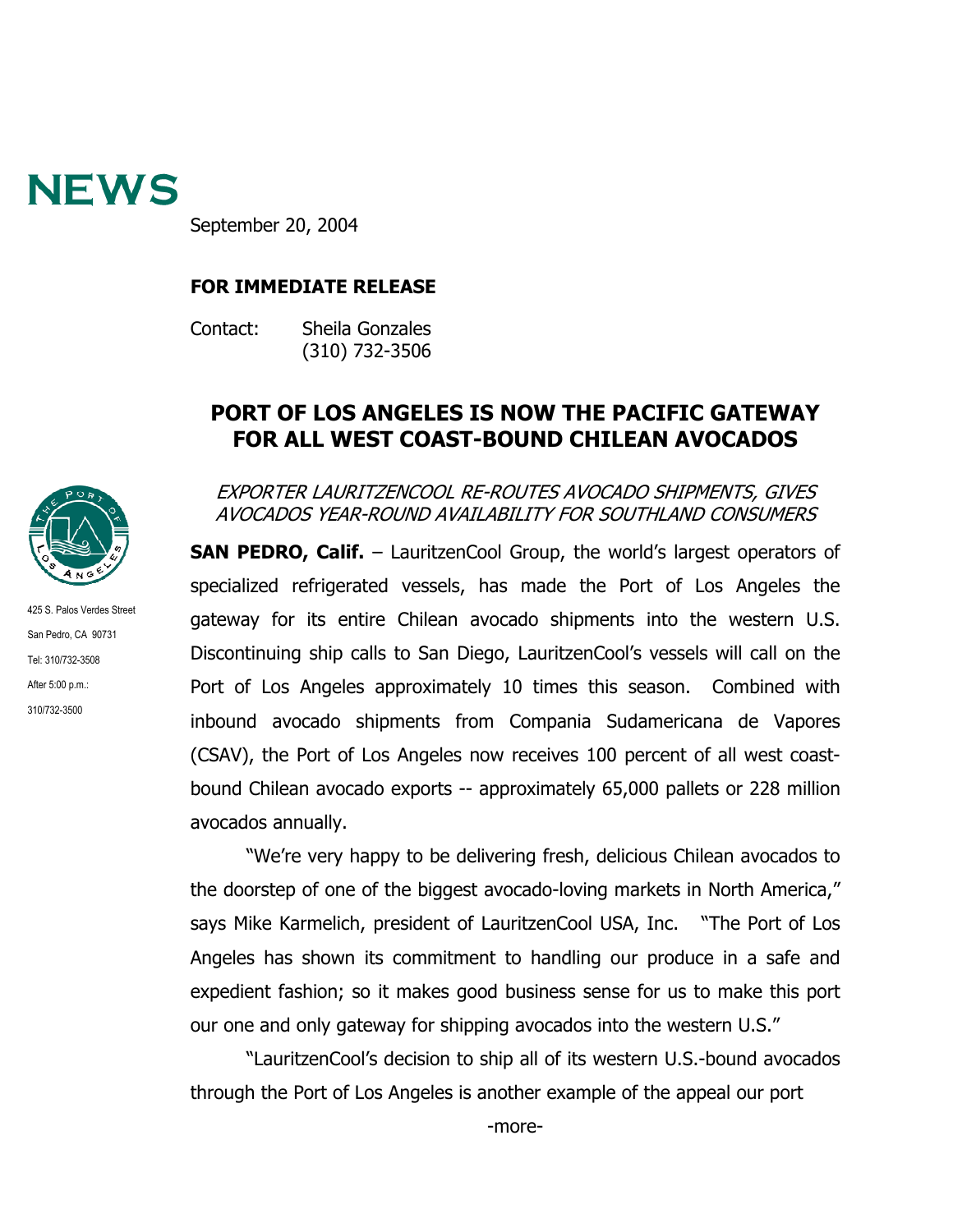# NEWS

September 20, 2004

**FOR IMMEDIATE RELEASE**

Contact: Sheila Gonzales
(310) 732-3506

425 S. Palos Verdes Street
San Pedro, CA 90731
Tel: 310/732-3508
After 5:00 p.m.:
310/732-3500

## PORT OF LOS ANGELES IS NOW THE PACIFIC GATEWAY FOR ALL WEST COAST-BOUND CHILEAN AVOCADOS

*EXPORTER LAURITZENCOOL RE-ROUTES AVOCADO SHIPMENTS, GIVES AVOCADOS YEAR-ROUND AVAILABILITY FOR SOUTHLAND CONSUMERS*

**SAN PEDRO, Calif.** – LauritzenCool Group, the world's largest operators of specialized refrigerated vessels, has made the Port of Los Angeles the gateway for its entire Chilean avocado shipments into the western U.S. Discontinuing ship calls to San Diego, LauritzenCool's vessels will call on the Port of Los Angeles approximately 10 times this season. Combined with inbound avocado shipments from Compania Sudamericana de Vapores (CSAV), the Port of Los Angeles now receives 100 percent of all west coast-bound Chilean avocado exports -- approximately 65,000 pallets or 228 million avocados annually.

"We're very happy to be delivering fresh, delicious Chilean avocados to the doorstep of one of the biggest avocado-loving markets in North America," says Mike Karmelich, president of LauritzenCool USA, Inc. "The Port of Los Angeles has shown its commitment to handling our produce in a safe and expedient fashion; so it makes good business sense for us to make this port our one and only gateway for shipping avocados into the western U.S."

"LauritzenCool's decision to ship all of its western U.S.-bound avocados through the Port of Los Angeles is another example of the appeal our port

-more-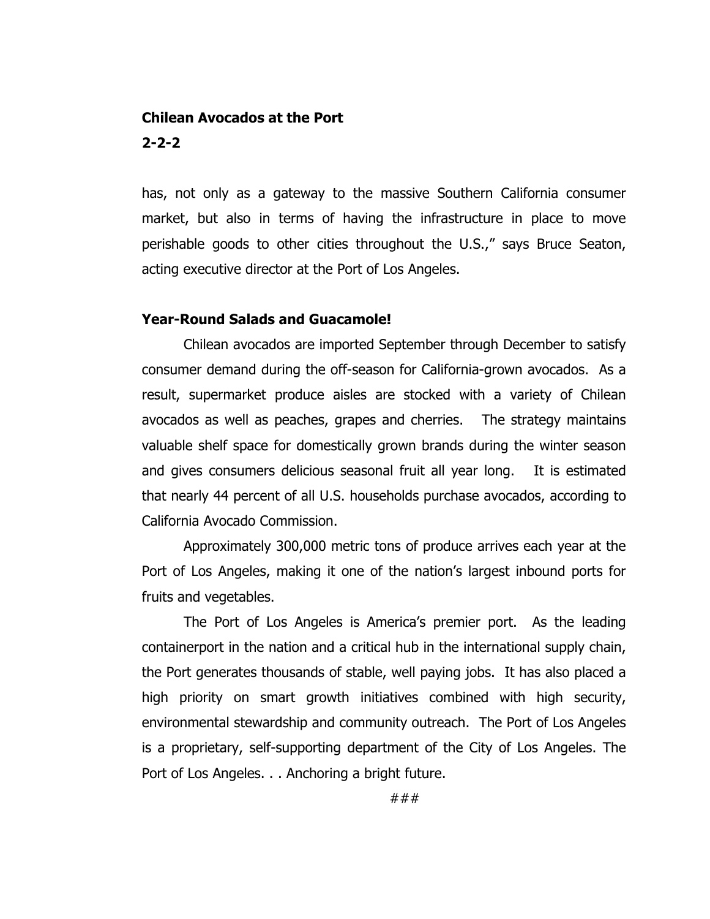has, not only as a gateway to the massive Southern California consumer market, but also in terms of having the infrastructure in place to move perishable goods to other cities throughout the U.S.," says Bruce Seaton, acting executive director at the Port of Los Angeles.

**Year-Round Salads and Guacamole!**

Chilean avocados are imported September through December to satisfy consumer demand during the off-season for California-grown avocados. As a result, supermarket produce aisles are stocked with a variety of Chilean avocados as well as peaches, grapes and cherries. The strategy maintains valuable shelf space for domestically grown brands during the winter season and gives consumers delicious seasonal fruit all year long. It is estimated that nearly 44 percent of all U.S. households purchase avocados, according to California Avocado Commission.

Approximately 300,000 metric tons of produce arrives each year at the Port of Los Angeles, making it one of the nation's largest inbound ports for fruits and vegetables.

The Port of Los Angeles is America's premier port. As the leading containerport in the nation and a critical hub in the international supply chain, the Port generates thousands of stable, well paying jobs. It has also placed a high priority on smart growth initiatives combined with high security, environmental stewardship and community outreach. The Port of Los Angeles is a proprietary, self-supporting department of the City of Los Angeles. The Port of Los Angeles. . . Anchoring a bright future.

###